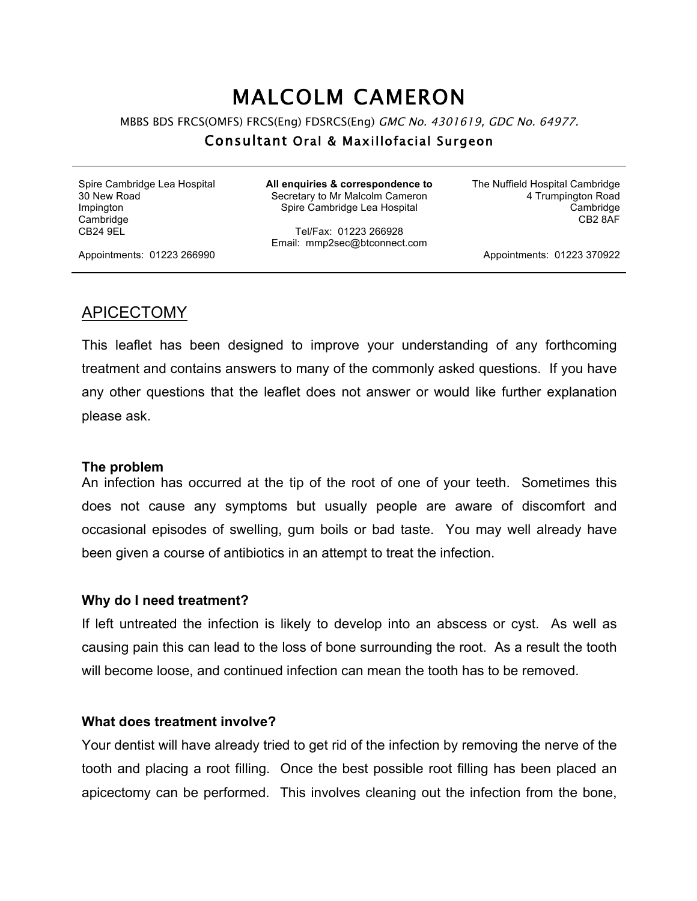# MALCOLM CAMERON

MBBS BDS FRCS(OMFS) FRCS(Eng) FDSRCS(Eng) *GMC No. 4301619, GDC No. 64977.*

**Consultant Oral & Maxillofacial Surgeon**

---

Spire Cambridge Lea Hospital
30 New Road
Impington
Cambridge
CB24 9EL

Appointments: 01223 266990

**All enquiries & correspondence to**
Secretary to Mr Malcolm Cameron
Spire Cambridge Lea Hospital

Tel/Fax: 01223 266928
Email: mmp2sec@btconnect.com

The Nuffield Hospital Cambridge
4 Trumpington Road
Cambridge
CB2 8AF

Appointments: 01223 370922

---

## APICECTOMY

This leaflet has been designed to improve your understanding of any forthcoming treatment and contains answers to many of the commonly asked questions. If you have any other questions that the leaflet does not answer or would like further explanation please ask.

### The problem

An infection has occurred at the tip of the root of one of your teeth. Sometimes this does not cause any symptoms but usually people are aware of discomfort and occasional episodes of swelling, gum boils or bad taste. You may well already have been given a course of antibiotics in an attempt to treat the infection.

### Why do I need treatment?

If left untreated the infection is likely to develop into an abscess or cyst. As well as causing pain this can lead to the loss of bone surrounding the root. As a result the tooth will become loose, and continued infection can mean the tooth has to be removed.

### What does treatment involve?

Your dentist will have already tried to get rid of the infection by removing the nerve of the tooth and placing a root filling. Once the best possible root filling has been placed an apicectomy can be performed. This involves cleaning out the infection from the bone,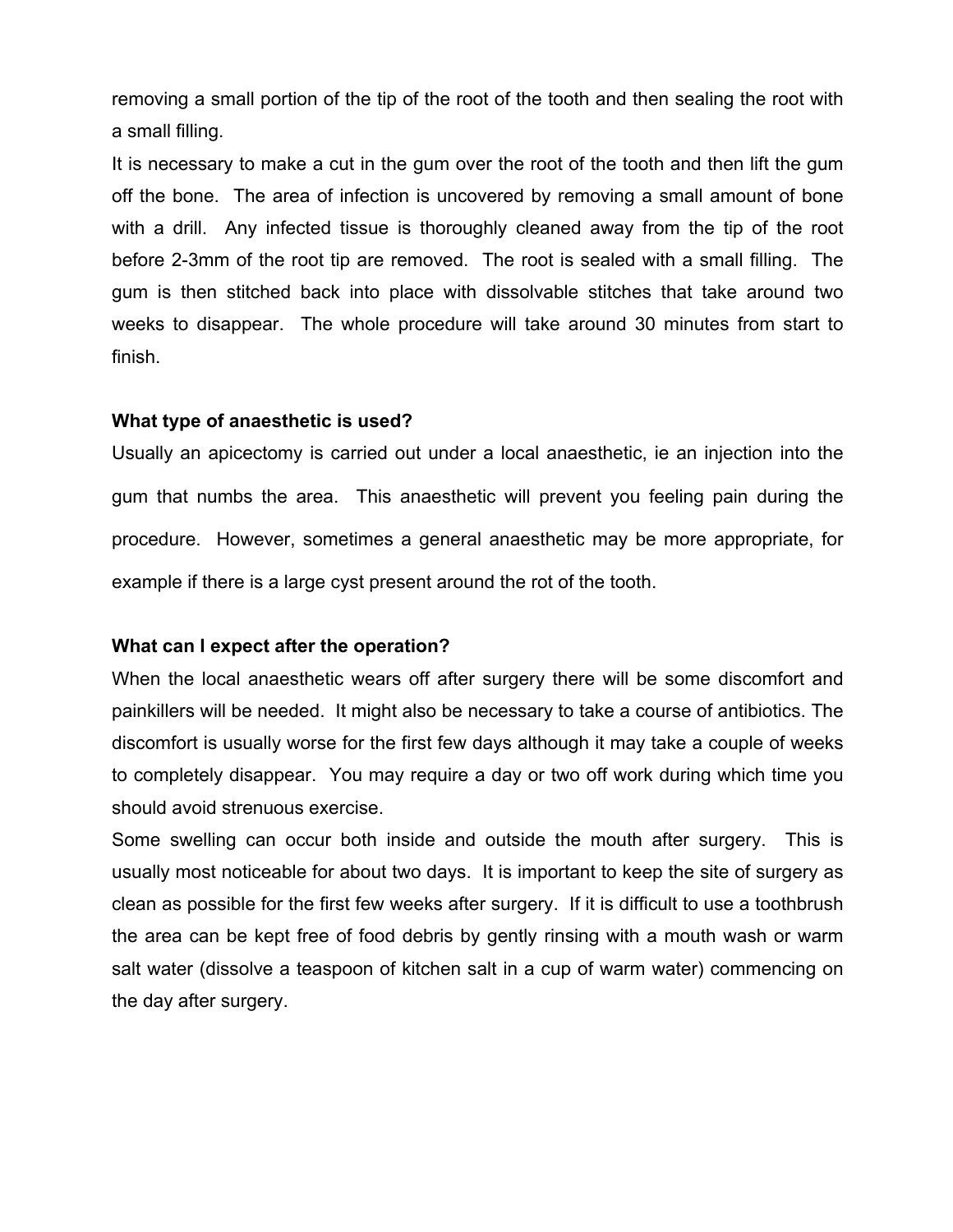removing a small portion of the tip of the root of the tooth and then sealing the root with a small filling.

It is necessary to make a cut in the gum over the root of the tooth and then lift the gum off the bone. The area of infection is uncovered by removing a small amount of bone with a drill. Any infected tissue is thoroughly cleaned away from the tip of the root before 2-3mm of the root tip are removed. The root is sealed with a small filling. The gum is then stitched back into place with dissolvable stitches that take around two weeks to disappear. The whole procedure will take around 30 minutes from start to finish.

**What type of anaesthetic is used?**

Usually an apicectomy is carried out under a local anaesthetic, ie an injection into the gum that numbs the area. This anaesthetic will prevent you feeling pain during the procedure. However, sometimes a general anaesthetic may be more appropriate, for example if there is a large cyst present around the rot of the tooth.

**What can I expect after the operation?**

When the local anaesthetic wears off after surgery there will be some discomfort and painkillers will be needed. It might also be necessary to take a course of antibiotics. The discomfort is usually worse for the first few days although it may take a couple of weeks to completely disappear. You may require a day or two off work during which time you should avoid strenuous exercise.

Some swelling can occur both inside and outside the mouth after surgery. This is usually most noticeable for about two days. It is important to keep the site of surgery as clean as possible for the first few weeks after surgery. If it is difficult to use a toothbrush the area can be kept free of food debris by gently rinsing with a mouth wash or warm salt water (dissolve a teaspoon of kitchen salt in a cup of warm water) commencing on the day after surgery.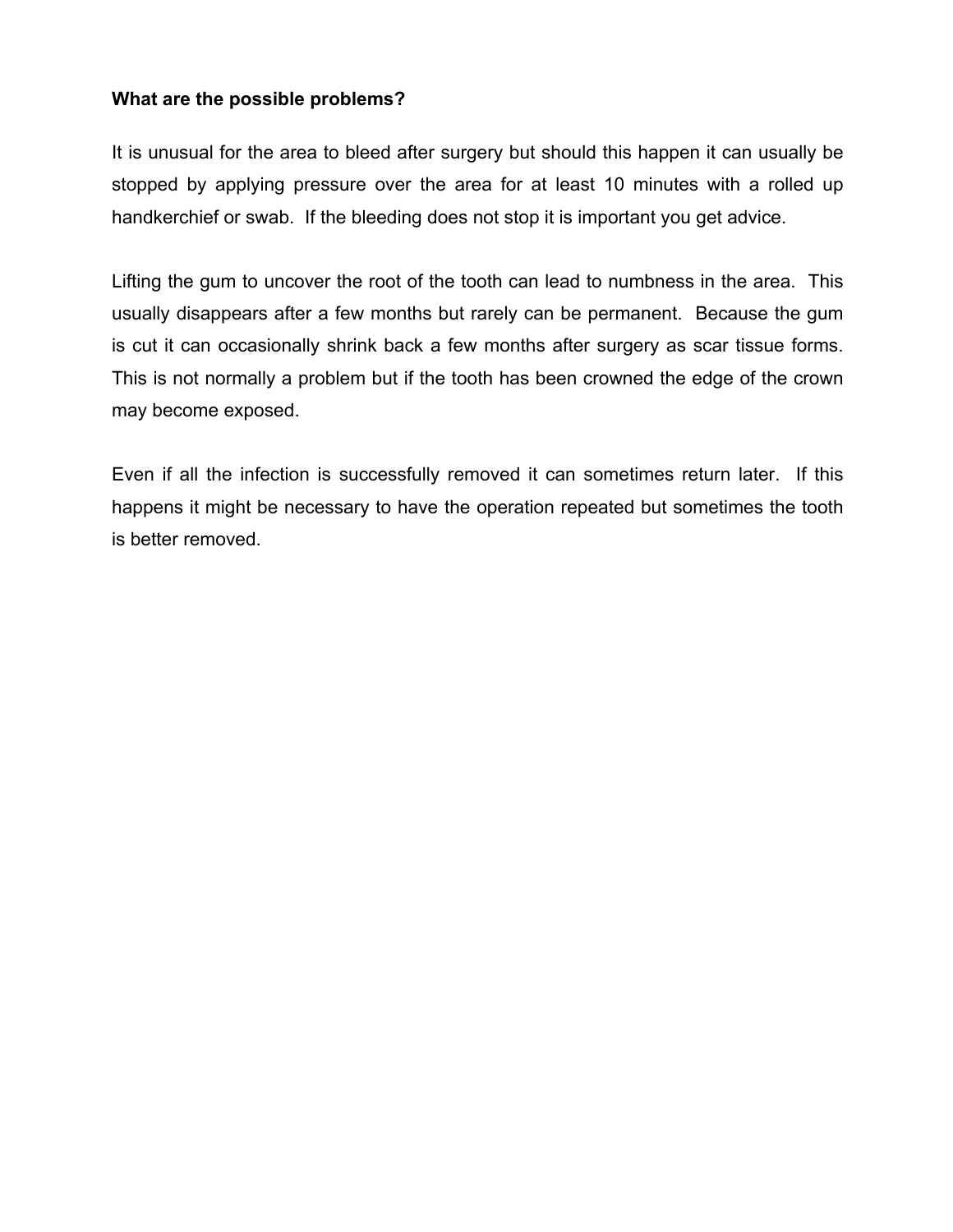**What are the possible problems?**

It is unusual for the area to bleed after surgery but should this happen it can usually be stopped by applying pressure over the area for at least 10 minutes with a rolled up handkerchief or swab. If the bleeding does not stop it is important you get advice.

Lifting the gum to uncover the root of the tooth can lead to numbness in the area. This usually disappears after a few months but rarely can be permanent. Because the gum is cut it can occasionally shrink back a few months after surgery as scar tissue forms. This is not normally a problem but if the tooth has been crowned the edge of the crown may become exposed.

Even if all the infection is successfully removed it can sometimes return later. If this happens it might be necessary to have the operation repeated but sometimes the tooth is better removed.